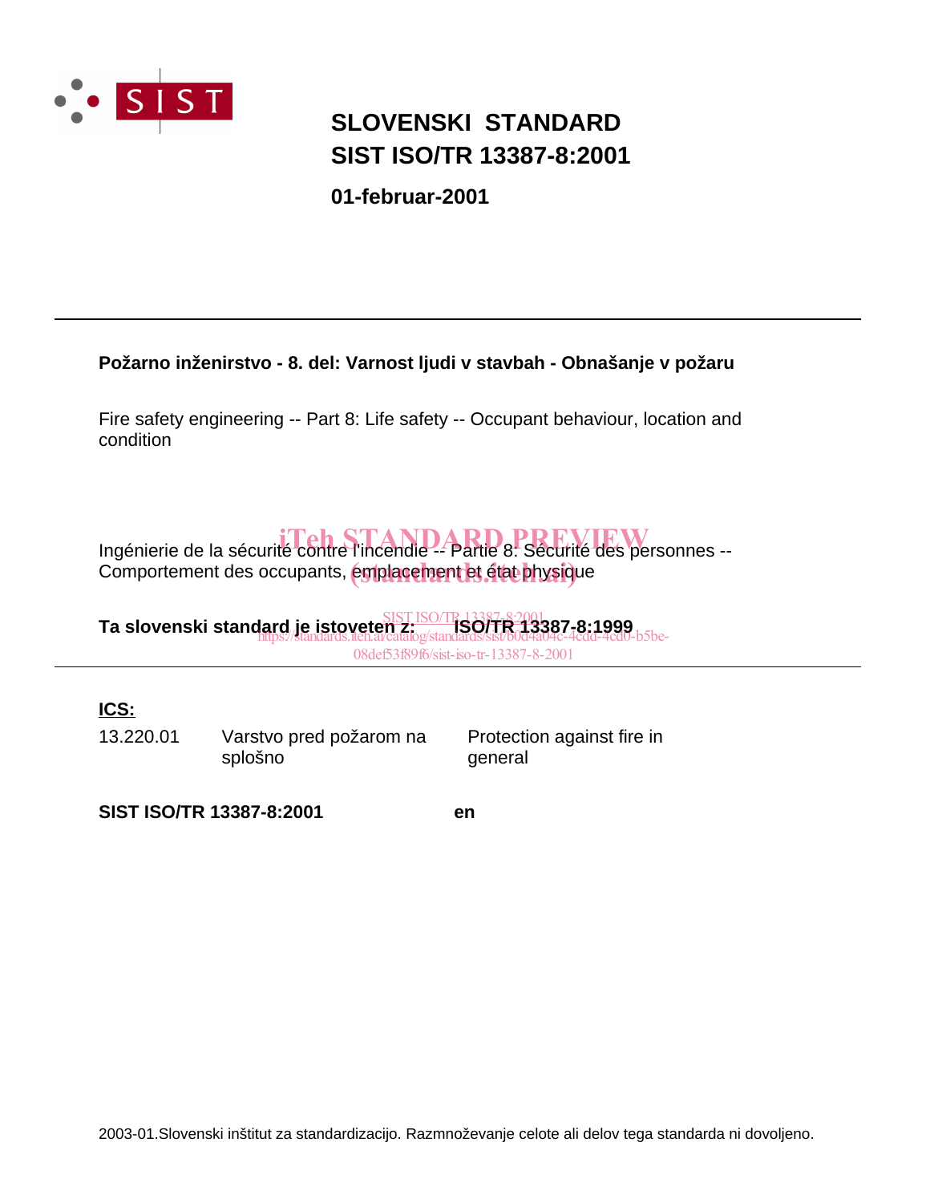SIST

# SLOVENSKI STANDARD
# SIST ISO/TR 13387-8:2001

**01-februar-2001**

---

**Požarno inženirstvo - 8. del: Varnost ljudi v stavbah - Obnašanje v požaru**

Fire safety engineering -- Part 8: Life safety -- Occupant behaviour, location and condition

Ingénierie de la sécurité contre l'incendie -- Partie 8: Sécurité des personnes -- Comportement des occupants, emplacement et état physique

iTeh STANDARD PREVIEW
(standards.iteh.ai)

SIST ISO/TR 13387-8:2001
https://standards.iteh.ai/catalog/standards/sist/b0d4a04c-4cdd-4cd0-b5be-08def53f89f6/sist-iso-tr-13387-8-2001

**Ta slovenski standard je istoveten z: ISO/TR 13387-8:1999**

---

**ICS:**

| | | |
|---|---|---|
| 13.220.01 | Varstvo pred požarom na splošno | Protection against fire in general |

**SIST ISO/TR 13387-8:2001** **en**

2003-01.Slovenski inštitut za standardizacijo. Razmnoževanje celote ali delov tega standarda ni dovoljeno.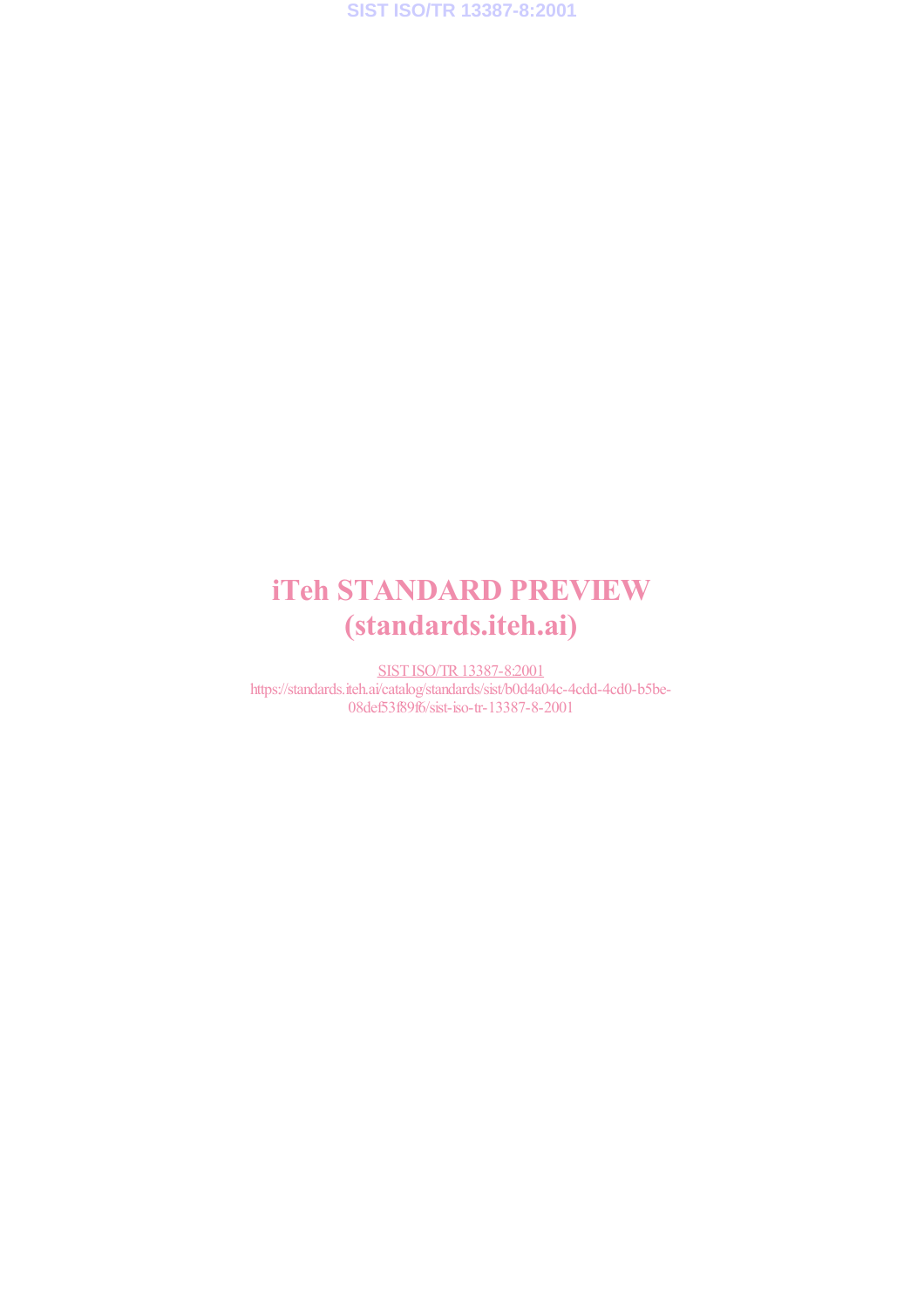# iTeh STANDARD PREVIEW
# (standards.iteh.ai)

SIST ISO/TR 13387-8:2001
https://standards.iteh.ai/catalog/standards/sist/b0d4a04c-4cdd-4cd0-b5be-08def53f89f6/sist-iso-tr-13387-8-2001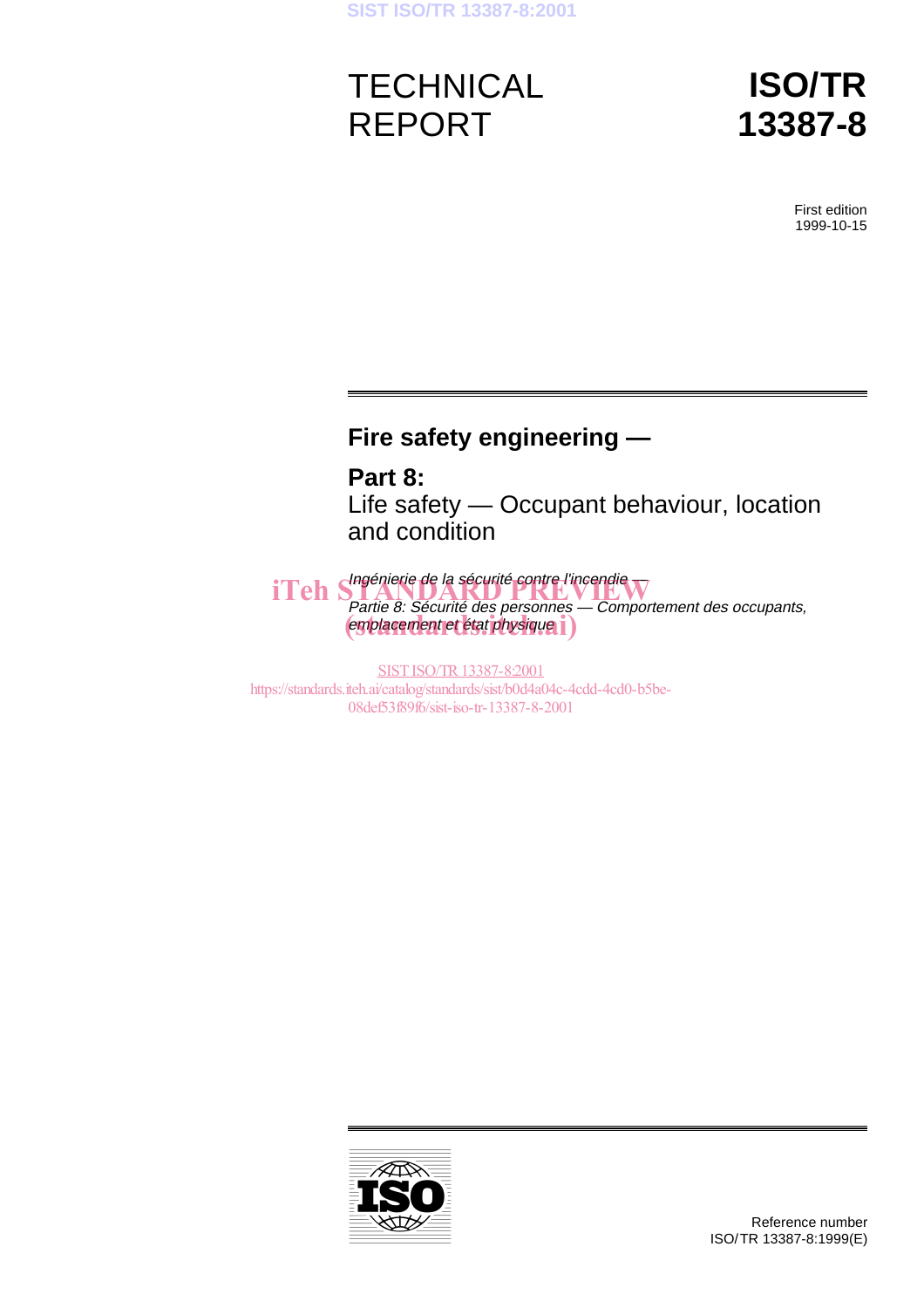# TECHNICAL REPORT

# ISO/TR 13387-8

First edition
1999-10-15

## Fire safety engineering —

## Part 8:
Life safety — Occupant behaviour, location and condition

*Ingénierie de la sécurité contre l'incendie —*
*Partie 8: Sécurité des personnes — Comportement des occupants, emplacement et état physique*

iTeh STANDARD PREVIEW
(standards.iteh.ai)

SIST ISO/TR 13387-8:2001
https://standards.iteh.ai/catalog/standards/sist/b0d4a04c-4cdd-4cd0-b5be-08def53f89f6/sist-iso-tr-13387-8-2001

Reference number
ISO/TR 13387-8:1999(E)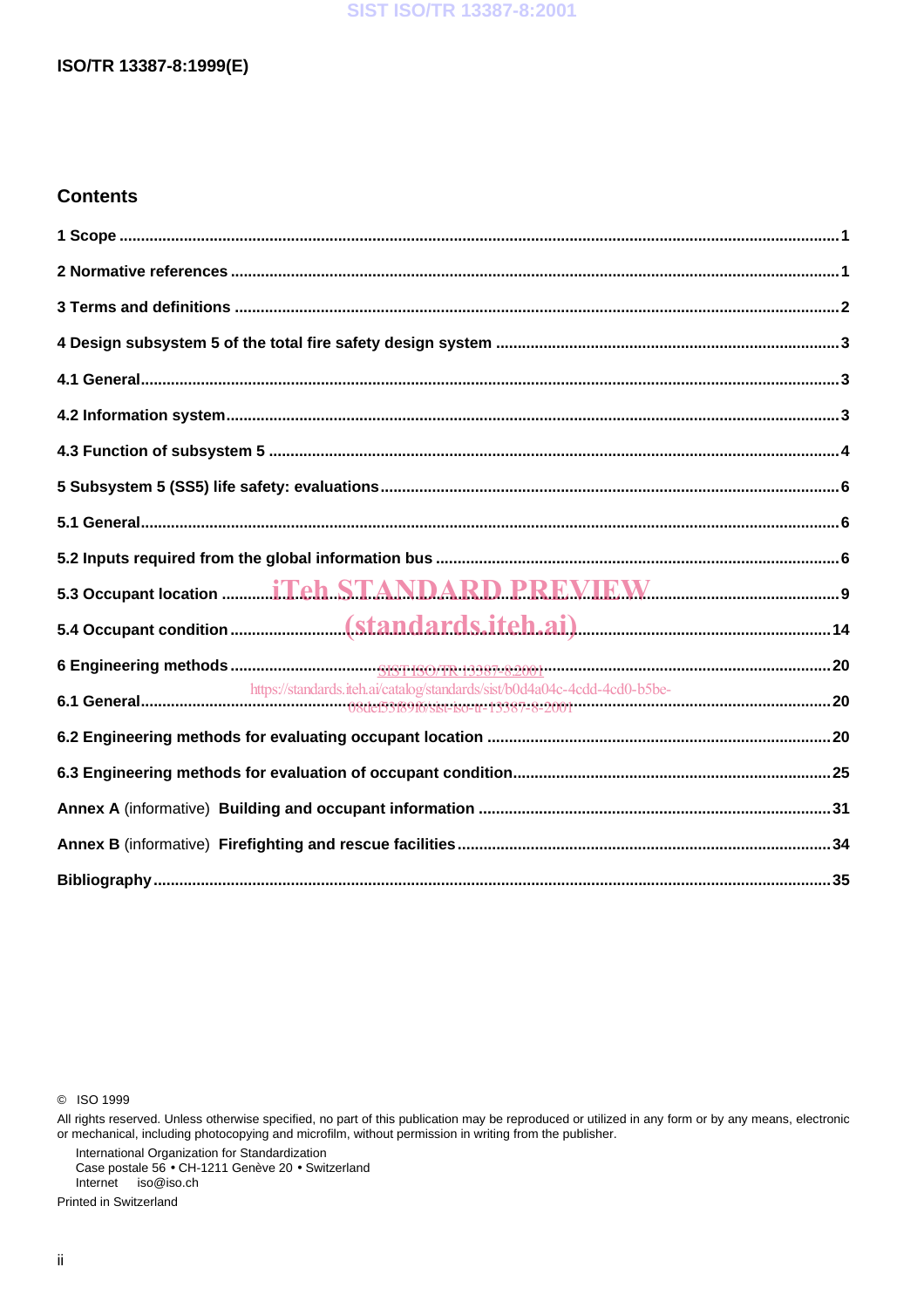## Contents

1 Scope .......... 1

2 Normative references .......... 1

3 Terms and definitions .......... 2

4 Design subsystem 5 of the total fire safety design system .......... 3

4.1 General .......... 3

4.2 Information system .......... 3

4.3 Function of subsystem 5 .......... 4

5 Subsystem 5 (SS5) life safety: evaluations .......... 6

5.1 General .......... 6

5.2 Inputs required from the global information bus .......... 6

5.3 Occupant location .......... 9

5.4 Occupant condition .......... 14

6 Engineering methods .......... 20

6.1 General .......... 20

6.2 Engineering methods for evaluating occupant location .......... 20

6.3 Engineering methods for evaluation of occupant condition .......... 25

**Annex A** (informative) **Building and occupant information** .......... 31

**Annex B** (informative) **Firefighting and rescue facilities** .......... 34

**Bibliography** .......... 35

© ISO 1999

All rights reserved. Unless otherwise specified, no part of this publication may be reproduced or utilized in any form or by any means, electronic or mechanical, including photocopying and microfilm, without permission in writing from the publisher.

International Organization for Standardization
Case postale 56 • CH-1211 Genève 20 • Switzerland
Internet iso@iso.ch

Printed in Switzerland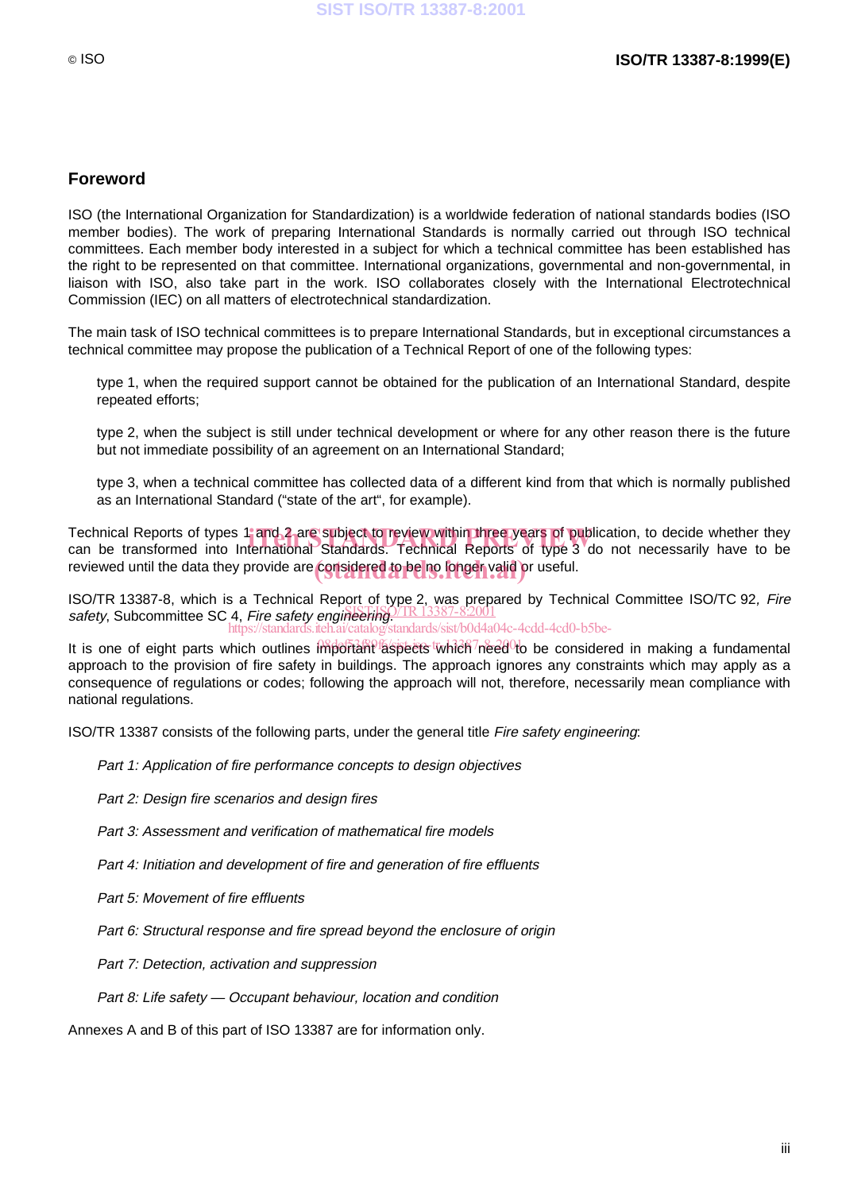## Foreword

ISO (the International Organization for Standardization) is a worldwide federation of national standards bodies (ISO member bodies). The work of preparing International Standards is normally carried out through ISO technical committees. Each member body interested in a subject for which a technical committee has been established has the right to be represented on that committee. International organizations, governmental and non-governmental, in liaison with ISO, also take part in the work. ISO collaborates closely with the International Electrotechnical Commission (IEC) on all matters of electrotechnical standardization.

The main task of ISO technical committees is to prepare International Standards, but in exceptional circumstances a technical committee may propose the publication of a Technical Report of one of the following types:

type 1, when the required support cannot be obtained for the publication of an International Standard, despite repeated efforts;

type 2, when the subject is still under technical development or where for any other reason there is the future but not immediate possibility of an agreement on an International Standard;

type 3, when a technical committee has collected data of a different kind from that which is normally published as an International Standard ("state of the art", for example).

Technical Reports of types 1 and 2 are subject to review within three years of publication, to decide whether they can be transformed into International Standards. Technical Reports of type 3 do not necessarily have to be reviewed until the data they provide are considered to be no longer valid or useful.

ISO/TR 13387-8, which is a Technical Report of type 2, was prepared by Technical Committee ISO/TC 92, *Fire safety*, Subcommittee SC 4, *Fire safety engineering*.

It is one of eight parts which outlines important aspects which need to be considered in making a fundamental approach to the provision of fire safety in buildings. The approach ignores any constraints which may apply as a consequence of regulations or codes; following the approach will not, therefore, necessarily mean compliance with national regulations.

ISO/TR 13387 consists of the following parts, under the general title *Fire safety engineering*:

*Part 1: Application of fire performance concepts to design objectives*

*Part 2: Design fire scenarios and design fires*

*Part 3: Assessment and verification of mathematical fire models*

*Part 4: Initiation and development of fire and generation of fire effluents*

*Part 5: Movement of fire effluents*

*Part 6: Structural response and fire spread beyond the enclosure of origin*

*Part 7: Detection, activation and suppression*

*Part 8: Life safety — Occupant behaviour, location and condition*

Annexes A and B of this part of ISO 13387 are for information only.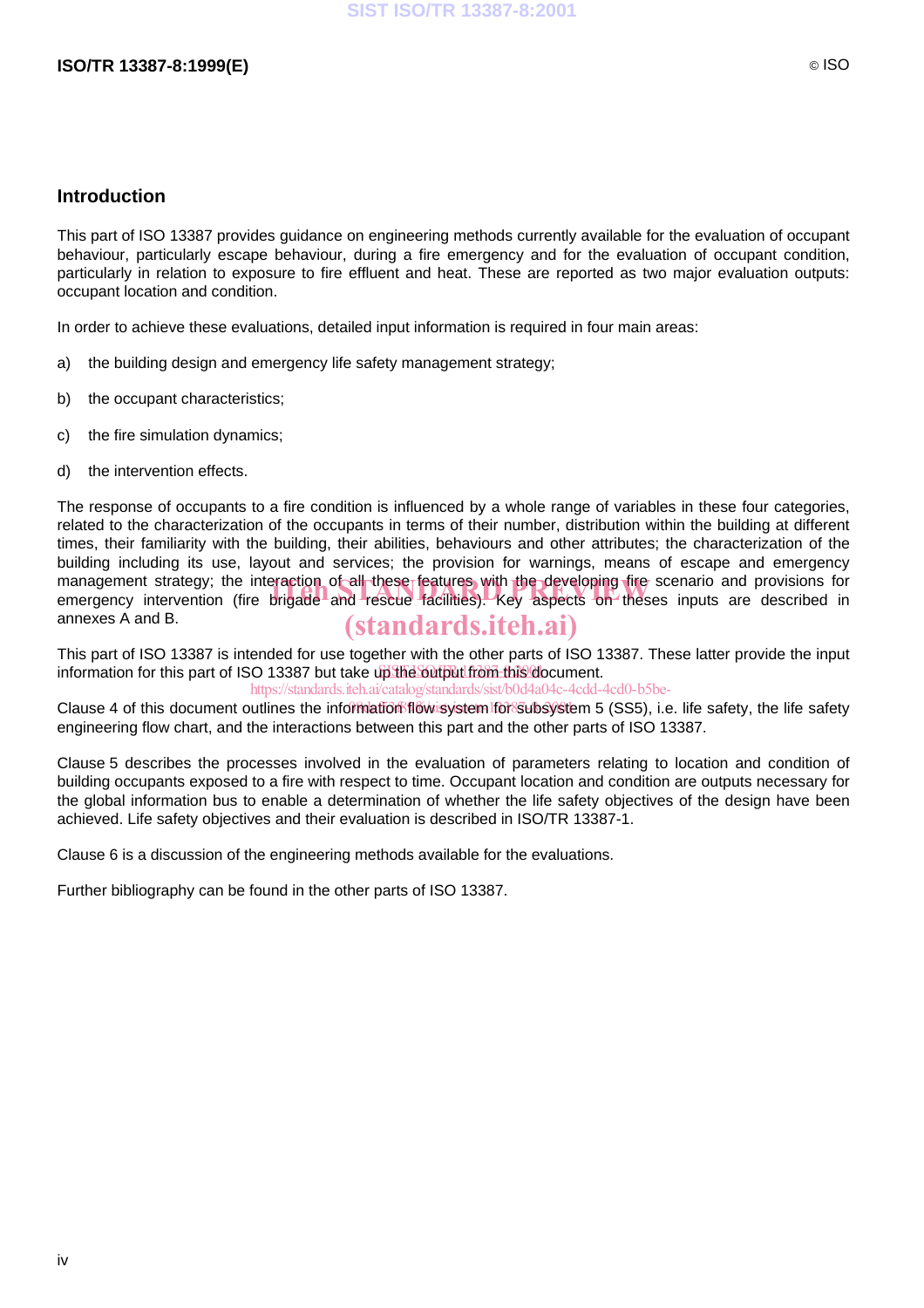## Introduction

This part of ISO 13387 provides guidance on engineering methods currently available for the evaluation of occupant behaviour, particularly escape behaviour, during a fire emergency and for the evaluation of occupant condition, particularly in relation to exposure to fire effluent and heat. These are reported as two major evaluation outputs: occupant location and condition.

In order to achieve these evaluations, detailed input information is required in four main areas:

a) the building design and emergency life safety management strategy;

b) the occupant characteristics;

c) the fire simulation dynamics;

d) the intervention effects.

The response of occupants to a fire condition is influenced by a whole range of variables in these four categories, related to the characterization of the occupants in terms of their number, distribution within the building at different times, their familiarity with the building, their abilities, behaviours and other attributes; the characterization of the building including its use, layout and services; the provision for warnings, means of escape and emergency management strategy; the interaction of all these features with the developing fire scenario and provisions for emergency intervention (fire brigade and rescue facilities). Key aspects on theses inputs are described in annexes A and B.

This part of ISO 13387 is intended for use together with the other parts of ISO 13387. These latter provide the input information for this part of ISO 13387 but take up the output from this document.

Clause 4 of this document outlines the information flow system for subsystem 5 (SS5), i.e. life safety, the life safety engineering flow chart, and the interactions between this part and the other parts of ISO 13387.

Clause 5 describes the processes involved in the evaluation of parameters relating to location and condition of building occupants exposed to a fire with respect to time. Occupant location and condition are outputs necessary for the global information bus to enable a determination of whether the life safety objectives of the design have been achieved. Life safety objectives and their evaluation is described in ISO/TR 13387-1.

Clause 6 is a discussion of the engineering methods available for the evaluations.

Further bibliography can be found in the other parts of ISO 13387.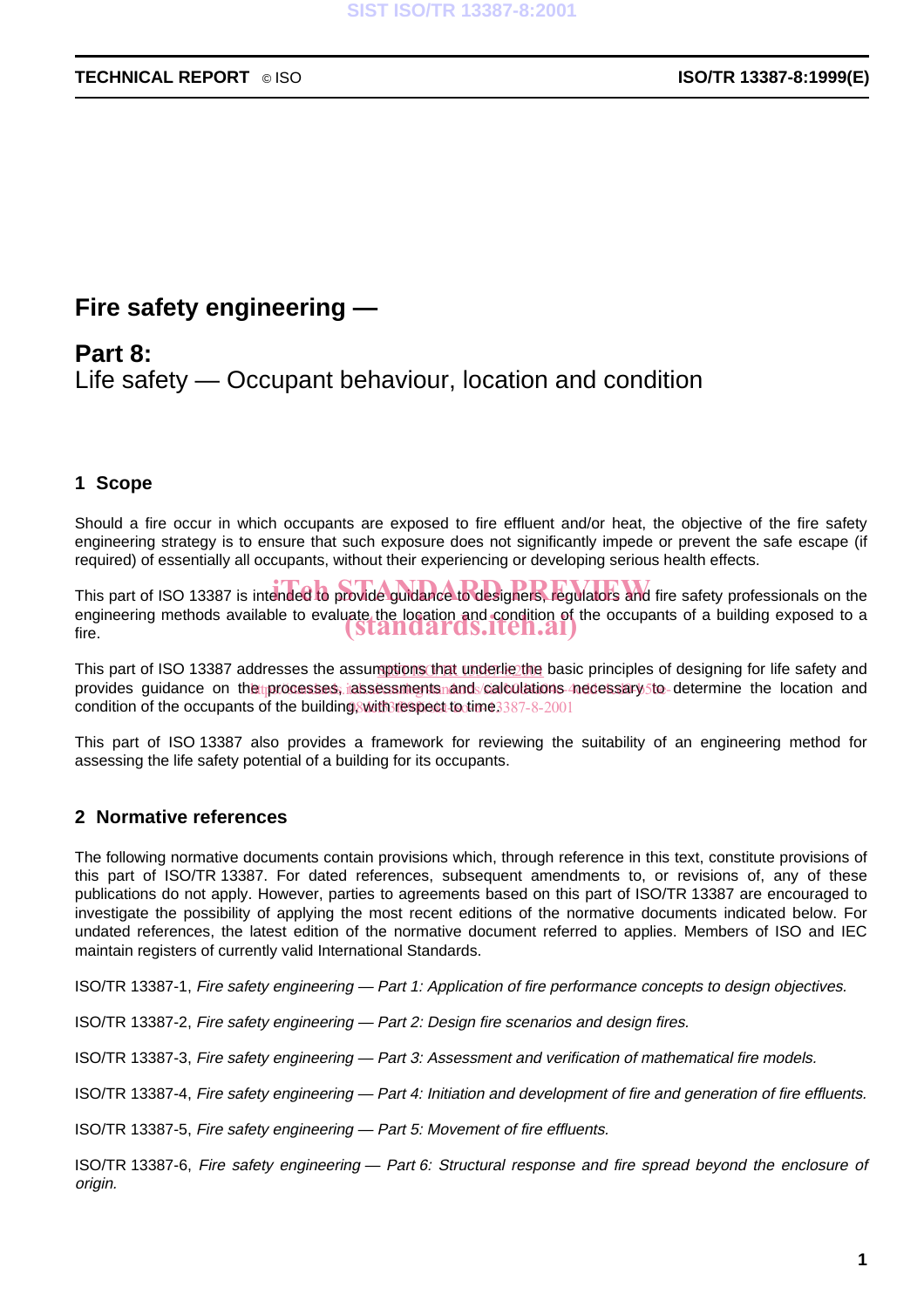# Fire safety engineering —

## Part 8:
Life safety — Occupant behaviour, location and condition

## 1 Scope

Should a fire occur in which occupants are exposed to fire effluent and/or heat, the objective of the fire safety engineering strategy is to ensure that such exposure does not significantly impede or prevent the safe escape (if required) of essentially all occupants, without their experiencing or developing serious health effects.

This part of ISO 13387 is intended to provide guidance to designers, regulators and fire safety professionals on the engineering methods available to evaluate the location and condition of the occupants of a building exposed to a fire.

This part of ISO 13387 addresses the assumptions that underlie the basic principles of designing for life safety and provides guidance on the processes, assessments and calculations necessary to determine the location and condition of the occupants of the building with respect to time.

This part of ISO 13387 also provides a framework for reviewing the suitability of an engineering method for assessing the life safety potential of a building for its occupants.

## 2 Normative references

The following normative documents contain provisions which, through reference in this text, constitute provisions of this part of ISO/TR 13387. For dated references, subsequent amendments to, or revisions of, any of these publications do not apply. However, parties to agreements based on this part of ISO/TR 13387 are encouraged to investigate the possibility of applying the most recent editions of the normative documents indicated below. For undated references, the latest edition of the normative document referred to applies. Members of ISO and IEC maintain registers of currently valid International Standards.

ISO/TR 13387-1, *Fire safety engineering — Part 1: Application of fire performance concepts to design objectives.*

ISO/TR 13387-2, *Fire safety engineering — Part 2: Design fire scenarios and design fires.*

ISO/TR 13387-3, *Fire safety engineering — Part 3: Assessment and verification of mathematical fire models.*

ISO/TR 13387-4, *Fire safety engineering — Part 4: Initiation and development of fire and generation of fire effluents.*

ISO/TR 13387-5, *Fire safety engineering — Part 5: Movement of fire effluents.*

ISO/TR 13387-6, *Fire safety engineering — Part 6: Structural response and fire spread beyond the enclosure of origin.*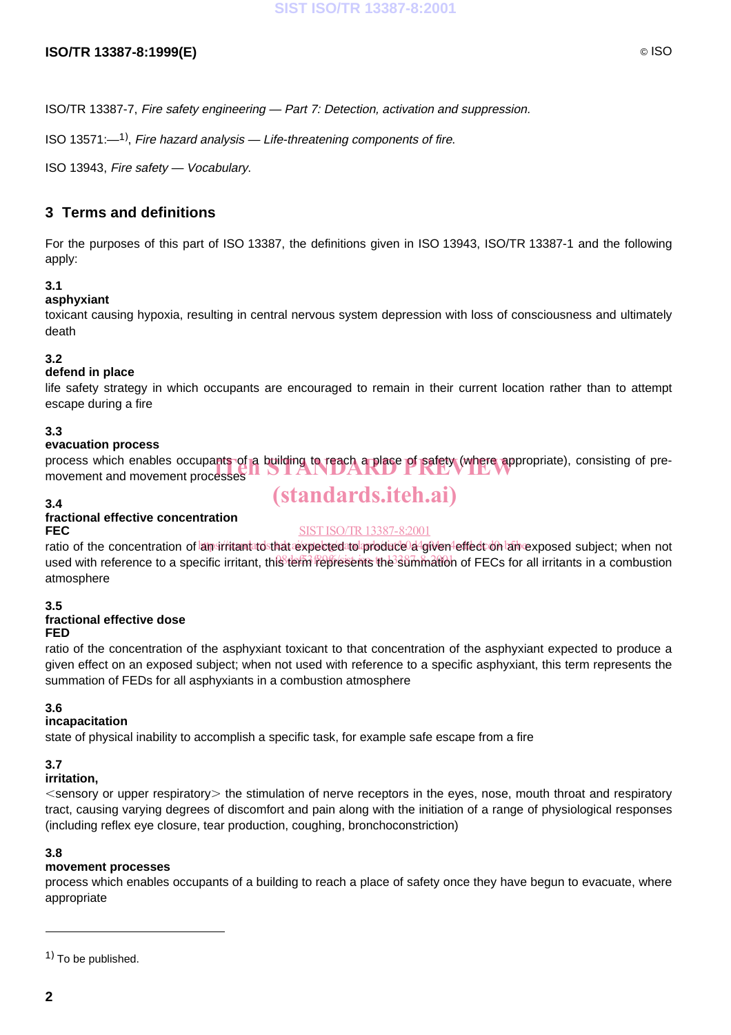ISO/TR 13387-7, *Fire safety engineering — Part 7: Detection, activation and suppression.*

ISO 13571:—[1], *Fire hazard analysis — Life-threatening components of fire.*

ISO 13943, *Fire safety — Vocabulary.*

## 3 Terms and definitions

For the purposes of this part of ISO 13387, the definitions given in ISO 13943, ISO/TR 13387-1 and the following apply:

**3.1**
**asphyxiant**
toxicant causing hypoxia, resulting in central nervous system depression with loss of consciousness and ultimately death

**3.2**
**defend in place**
life safety strategy in which occupants are encouraged to remain in their current location rather than to attempt escape during a fire

**3.3**
**evacuation process**
process which enables occupants of a building to reach a place of safety (where appropriate), consisting of pre-movement and movement processes

**3.4**
**fractional effective concentration**
**FEC**
ratio of the concentration of an irritant to that expected to produce a given effect on an exposed subject; when not used with reference to a specific irritant, this term represents the summation of FECs for all irritants in a combustion atmosphere

**3.5**
**fractional effective dose**
**FED**
ratio of the concentration of the asphyxiant toxicant to that concentration of the asphyxiant expected to produce a given effect on an exposed subject; when not used with reference to a specific asphyxiant, this term represents the summation of FEDs for all asphyxiants in a combustion atmosphere

**3.6**
**incapacitation**
state of physical inability to accomplish a specific task, for example safe escape from a fire

**3.7**
**irritation,**
<sensory or upper respiratory> the stimulation of nerve receptors in the eyes, nose, mouth throat and respiratory tract, causing varying degrees of discomfort and pain along with the initiation of a range of physiological responses (including reflex eye closure, tear production, coughing, bronchoconstriction)

**3.8**
**movement processes**
process which enables occupants of a building to reach a place of safety once they have begun to evacuate, where appropriate

---

[1] To be published.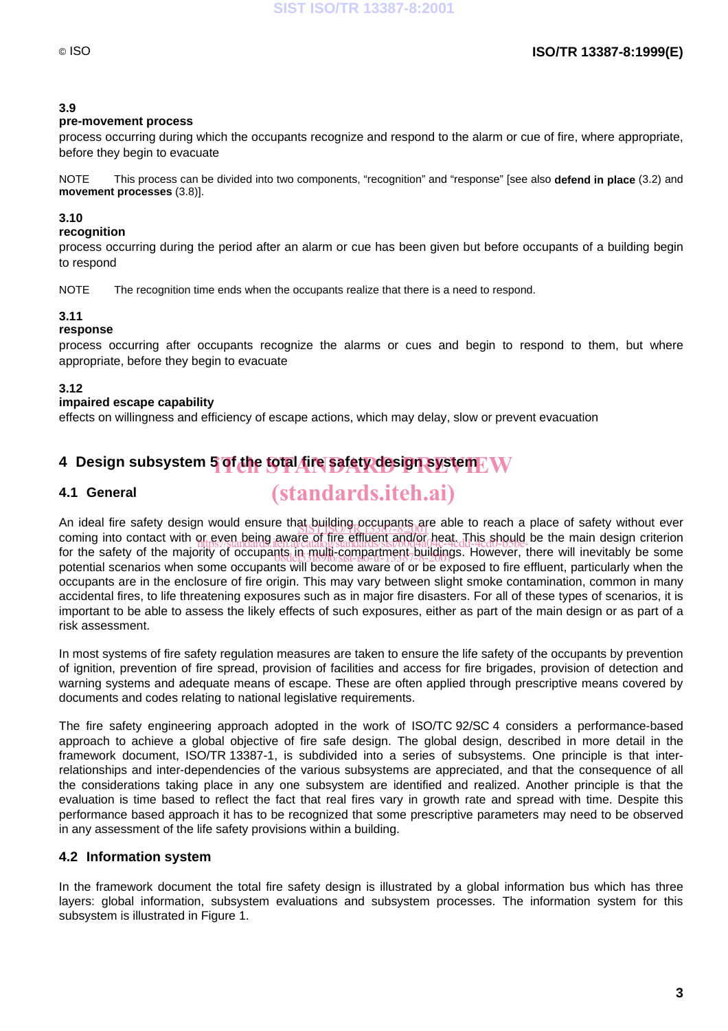**3.9**
**pre-movement process**
process occurring during which the occupants recognize and respond to the alarm or cue of fire, where appropriate, before they begin to evacuate

NOTE This process can be divided into two components, “recognition” and “response” [see also **defend in place** (3.2) and **movement processes** (3.8)].

**3.10**
**recognition**
process occurring during the period after an alarm or cue has been given but before occupants of a building begin to respond

NOTE The recognition time ends when the occupants realize that there is a need to respond.

**3.11**
**response**
process occurring after occupants recognize the alarms or cues and begin to respond to them, but where appropriate, before they begin to evacuate

**3.12**
**impaired escape capability**
effects on willingness and efficiency of escape actions, which may delay, slow or prevent evacuation

## 4 Design subsystem 5 of the total fire safety design system

### 4.1 General

An ideal fire safety design would ensure that building occupants are able to reach a place of safety without ever coming into contact with or even being aware of fire effluent and/or heat. This should be the main design criterion for the safety of the majority of occupants in multi-compartment buildings. However, there will inevitably be some potential scenarios when some occupants will become aware of or be exposed to fire effluent, particularly when the occupants are in the enclosure of fire origin. This may vary between slight smoke contamination, common in many accidental fires, to life threatening exposures such as in major fire disasters. For all of these types of scenarios, it is important to be able to assess the likely effects of such exposures, either as part of the main design or as part of a risk assessment.

In most systems of fire safety regulation measures are taken to ensure the life safety of the occupants by prevention of ignition, prevention of fire spread, provision of facilities and access for fire brigades, provision of detection and warning systems and adequate means of escape. These are often applied through prescriptive means covered by documents and codes relating to national legislative requirements.

The fire safety engineering approach adopted in the work of ISO/TC 92/SC 4 considers a performance-based approach to achieve a global objective of fire safe design. The global design, described in more detail in the framework document, ISO/TR 13387-1, is subdivided into a series of subsystems. One principle is that inter-relationships and inter-dependencies of the various subsystems are appreciated, and that the consequence of all the considerations taking place in any one subsystem are identified and realized. Another principle is that the evaluation is time based to reflect the fact that real fires vary in growth rate and spread with time. Despite this performance based approach it has to be recognized that some prescriptive parameters may need to be observed in any assessment of the life safety provisions within a building.

### 4.2 Information system

In the framework document the total fire safety design is illustrated by a global information bus which has three layers: global information, subsystem evaluations and subsystem processes. The information system for this subsystem is illustrated in Figure 1.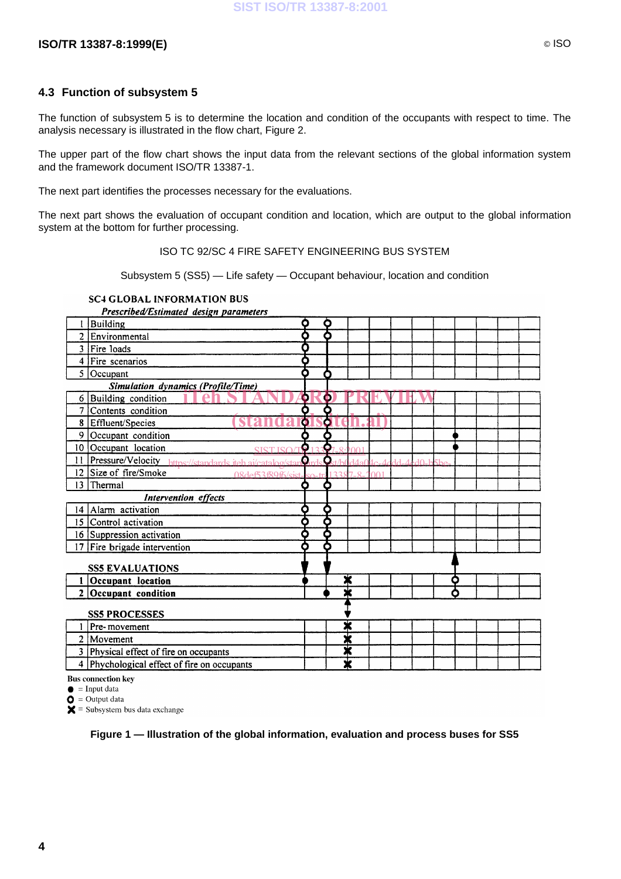## 4.3 Function of subsystem 5

The function of subsystem 5 is to determine the location and condition of the occupants with respect to time. The analysis necessary is illustrated in the flow chart, Figure 2.

The upper part of the flow chart shows the input data from the relevant sections of the global information system and the framework document ISO/TR 13387-1.

The next part identifies the processes necessary for the evaluations.

The next part shows the evaluation of occupant condition and location, which are output to the global information system at the bottom for further processing.

ISO TC 92/SC 4 FIRE SAFETY ENGINEERING BUS SYSTEM

Subsystem 5 (SS5) — Life safety — Occupant behaviour, location and condition

**SC4 GLOBAL INFORMATION BUS**

| | *Prescribed/Estimated design parameters* | | | | | | | | | | | |
|---|---|---|---|---|---|---|---|---|---|---|---|---|
| 1 | Building | O | O | | | | | | | | | |
| 2 | Environmental | O | O | | | | | | | | | |
| 3 | Fire loads | O | | | | | | | | | | |
| 4 | Fire scenarios | O | | | | | | | | | | |
| 5 | Occupant | O | O | | | | | | | | | |
| | *Simulation dynamics (Profile/Time)* | | | | | | | | | | | |
| 6 | Building condition | O | O | | | | | | | | | |
| 7 | Contents condition | O | O | | | | | | | | | |
| 8 | Effluent/Species | O | O | | | | | | | | | |
| 9 | Occupant condition | O | O | | | | | ● | | | | |
| 10 | Occupant location | O | O | | | | | ● | | | | |
| 11 | Pressure/Velocity | O | O | | | | | | | | | |
| 12 | Size of fire/Smoke | O | O | | | | | | | | | |
| 13 | Thermal | O | O | | | | | | | | | |
| | *Intervention effects* | | | | | | | | | | | |
| 14 | Alarm activation | O | O | | | | | | | | | |
| 15 | Control activation | O | O | | | | | | | | | |
| 16 | Suppression activation | O | O | | | | | | | | | |
| 17 | Fire brigade intervention | O | O | | | | | | | | | |

**SS5 EVALUATIONS**

| | | | | | | | | | | | | |
|---|---|---|---|---|---|---|---|---|---|---|---|---|
| 1 | **Occupant location** | ● | | ✖ | | | | O | | | | |
| 2 | **Occupant condition** | | ● | ✖ | | | | O | | | | |

**SS5 PROCESSES**

| | | | | | | | | | | | | |
|---|---|---|---|---|---|---|---|---|---|---|---|---|
| 1 | Pre-movement | | | ✖ | | | | | | | | |
| 2 | Movement | | | ✖ | | | | | | | | |
| 3 | Physical effect of fire on occupants | | | ✖ | | | | | | | | |
| 4 | Phychological effect of fire on occupants | | | ✖ | | | | | | | | |

**Bus connection key**

● = Input data

O = Output data

✖ = Subsystem bus data exchange

**Figure 1 — Illustration of the global information, evaluation and process buses for SS5**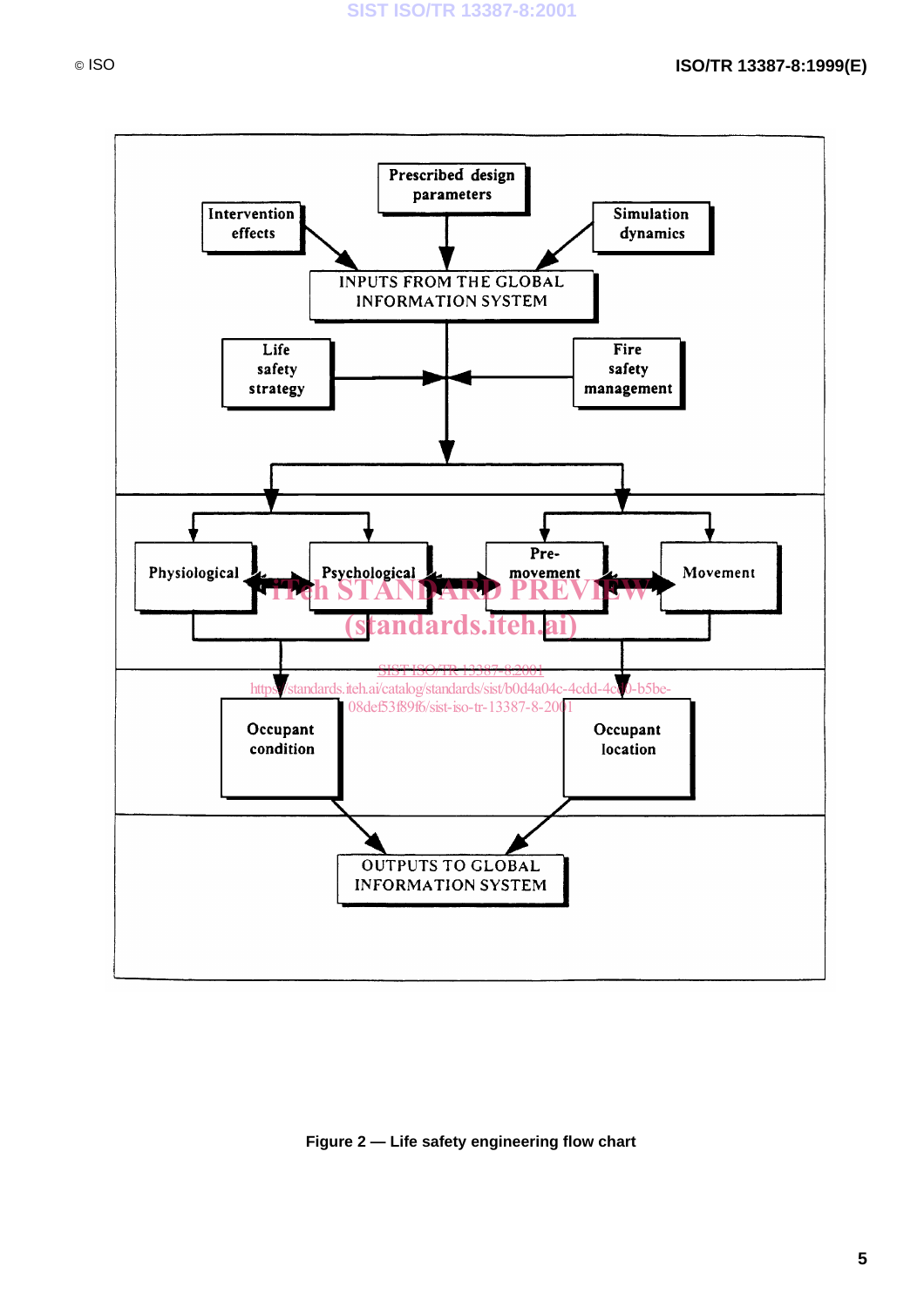Prescribed design parameters

Intervention effects

Simulation dynamics

INPUTS FROM THE GLOBAL INFORMATION SYSTEM

Life safety strategy

Fire safety management

Physiological

Psychological

Pre-movement

Movement

Occupant condition

Occupant location

OUTPUTS TO GLOBAL INFORMATION SYSTEM

**Figure 2 — Life safety engineering flow chart**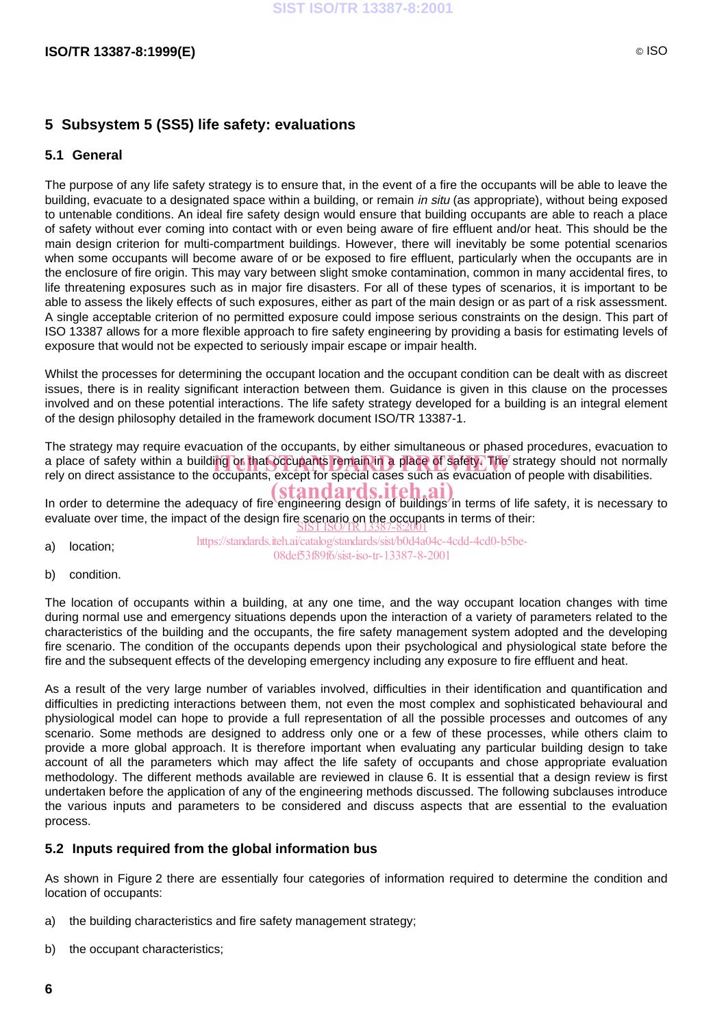## 5 Subsystem 5 (SS5) life safety: evaluations

### 5.1 General

The purpose of any life safety strategy is to ensure that, in the event of a fire the occupants will be able to leave the building, evacuate to a designated space within a building, or remain *in situ* (as appropriate), without being exposed to untenable conditions. An ideal fire safety design would ensure that building occupants are able to reach a place of safety without ever coming into contact with or even being aware of fire effluent and/or heat. This should be the main design criterion for multi-compartment buildings. However, there will inevitably be some potential scenarios when some occupants will become aware of or be exposed to fire effluent, particularly when the occupants are in the enclosure of fire origin. This may vary between slight smoke contamination, common in many accidental fires, to life threatening exposures such as in major fire disasters. For all of these types of scenarios, it is important to be able to assess the likely effects of such exposures, either as part of the main design or as part of a risk assessment. A single acceptable criterion of no permitted exposure could impose serious constraints on the design. This part of ISO 13387 allows for a more flexible approach to fire safety engineering by providing a basis for estimating levels of exposure that would not be expected to seriously impair escape or impair health.

Whilst the processes for determining the occupant location and the occupant condition can be dealt with as discreet issues, there is in reality significant interaction between them. Guidance is given in this clause on the processes involved and on these potential interactions. The life safety strategy developed for a building is an integral element of the design philosophy detailed in the framework document ISO/TR 13387-1.

The strategy may require evacuation of the occupants, by either simultaneous or phased procedures, evacuation to a place of safety within a building or that occupants remain in a place of safety. The strategy should not normally rely on direct assistance to the occupants, except for special cases such as evacuation of people with disabilities.

In order to determine the adequacy of fire engineering design of buildings in terms of life safety, it is necessary to evaluate over time, the impact of the design fire scenario on the occupants in terms of their:

a) location;

b) condition.

The location of occupants within a building, at any one time, and the way occupant location changes with time during normal use and emergency situations depends upon the interaction of a variety of parameters related to the characteristics of the building and the occupants, the fire safety management system adopted and the developing fire scenario. The condition of the occupants depends upon their psychological and physiological state before the fire and the subsequent effects of the developing emergency including any exposure to fire effluent and heat.

As a result of the very large number of variables involved, difficulties in their identification and quantification and difficulties in predicting interactions between them, not even the most complex and sophisticated behavioural and physiological model can hope to provide a full representation of all the possible processes and outcomes of any scenario. Some methods are designed to address only one or a few of these processes, while others claim to provide a more global approach. It is therefore important when evaluating any particular building design to take account of all the parameters which may affect the life safety of occupants and chose appropriate evaluation methodology. The different methods available are reviewed in clause 6. It is essential that a design review is first undertaken before the application of any of the engineering methods discussed. The following subclauses introduce the various inputs and parameters to be considered and discuss aspects that are essential to the evaluation process.

### 5.2 Inputs required from the global information bus

As shown in Figure 2 there are essentially four categories of information required to determine the condition and location of occupants:

a) the building characteristics and fire safety management strategy;

b) the occupant characteristics;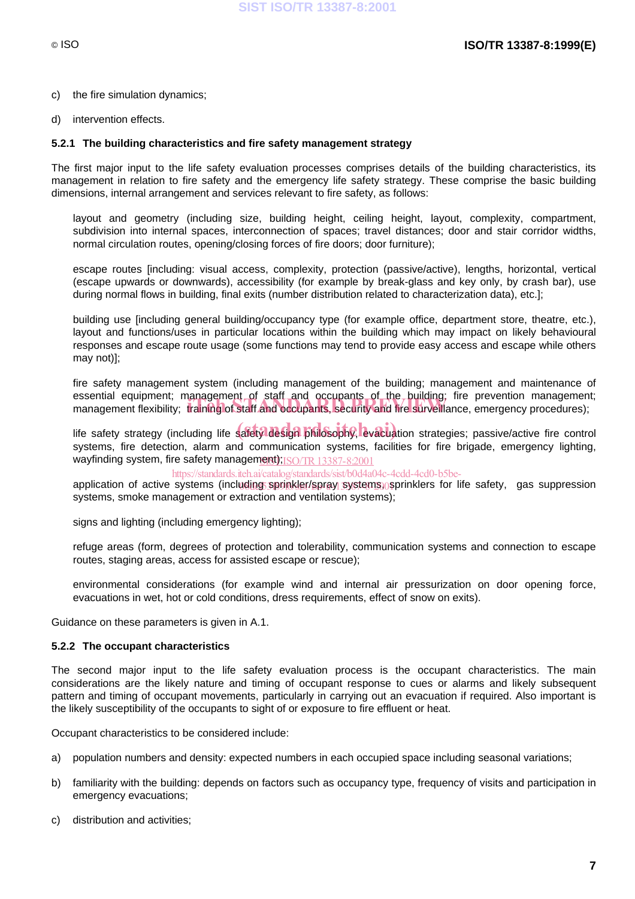c) the fire simulation dynamics;

d) intervention effects.

### 5.2.1 The building characteristics and fire safety management strategy

The first major input to the life safety evaluation processes comprises details of the building characteristics, its management in relation to fire safety and the emergency life safety strategy. These comprise the basic building dimensions, internal arrangement and services relevant to fire safety, as follows:

layout and geometry (including size, building height, ceiling height, layout, complexity, compartment, subdivision into internal spaces, interconnection of spaces; travel distances; door and stair corridor widths, normal circulation routes, opening/closing forces of fire doors; door furniture);

escape routes [including: visual access, complexity, protection (passive/active), lengths, horizontal, vertical (escape upwards or downwards), accessibility (for example by break-glass and key only, by crash bar), use during normal flows in building, final exits (number distribution related to characterization data), etc.];

building use [including general building/occupancy type (for example office, department store, theatre, etc.), layout and functions/uses in particular locations within the building which may impact on likely behavioural responses and escape route usage (some functions may tend to provide easy access and escape while others may not)];

fire safety management system (including management of the building; management and maintenance of essential equipment; management of staff and occupants of the building; fire prevention management; management flexibility; training of staff and occupants, security and fire surveillance, emergency procedures);

life safety strategy (including life safety design philosophy, evacuation strategies; passive/active fire control systems, fire detection, alarm and communication systems, facilities for fire brigade, emergency lighting, wayfinding system, fire safety management);

application of active systems (including sprinkler/spray systems, sprinklers for life safety, gas suppression systems, smoke management or extraction and ventilation systems);

signs and lighting (including emergency lighting);

refuge areas (form, degrees of protection and tolerability, communication systems and connection to escape routes, staging areas, access for assisted escape or rescue);

environmental considerations (for example wind and internal air pressurization on door opening force, evacuations in wet, hot or cold conditions, dress requirements, effect of snow on exits).

Guidance on these parameters is given in A.1.

### 5.2.2 The occupant characteristics

The second major input to the life safety evaluation process is the occupant characteristics. The main considerations are the likely nature and timing of occupant response to cues or alarms and likely subsequent pattern and timing of occupant movements, particularly in carrying out an evacuation if required. Also important is the likely susceptibility of the occupants to sight of or exposure to fire effluent or heat.

Occupant characteristics to be considered include:

a) population numbers and density: expected numbers in each occupied space including seasonal variations;

b) familiarity with the building: depends on factors such as occupancy type, frequency of visits and participation in emergency evacuations;

c) distribution and activities;